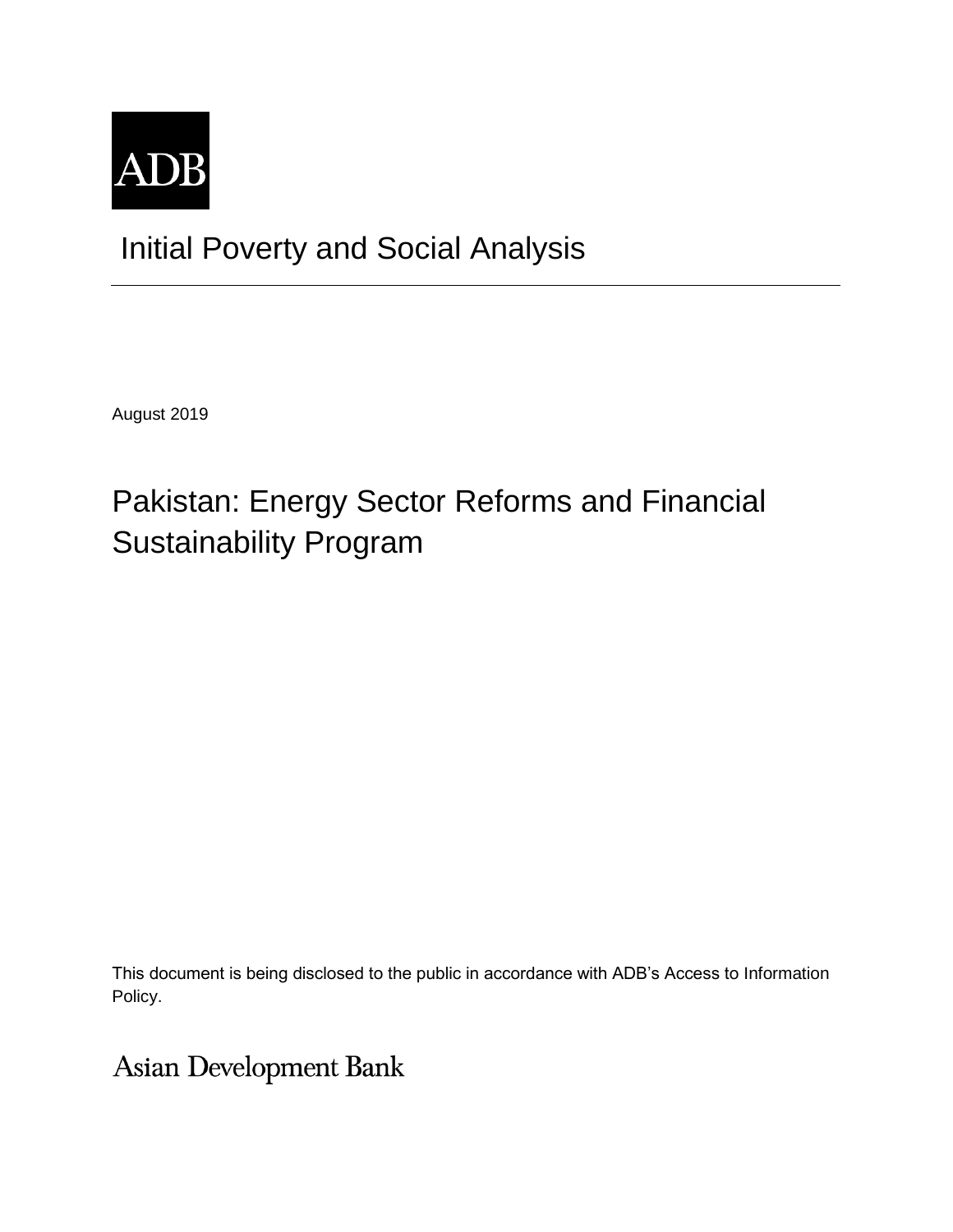ADB

# Initial Poverty and Social Analysis

August 2019

## Pakistan: Energy Sector Reforms and Financial Sustainability Program

This document is being disclosed to the public in accordance with ADB's Access to Information Policy.

Asian Development Bank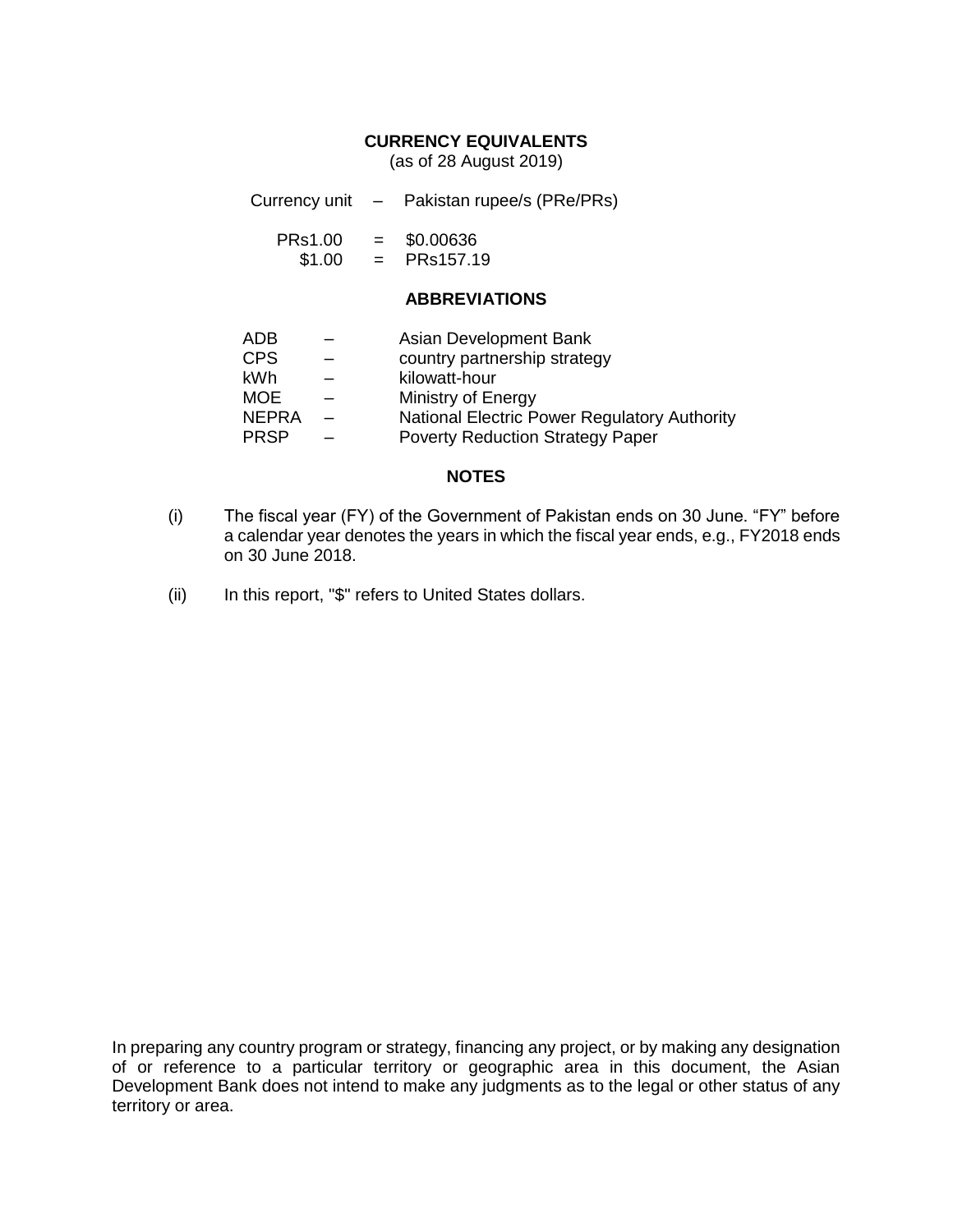## CURRENCY EQUIVALENTS

(as of 28 August 2019)

Currency unit – Pakistan rupee/s (PRe/PRs)

| | | |
|---|---|---|
| PRs1.00 | = | $0.00636 |
| $1.00 | = | PRs157.19 |

## ABBREVIATIONS

| | | |
|---|---|---|
| ADB | – | Asian Development Bank |
| CPS | – | country partnership strategy |
| kWh | – | kilowatt-hour |
| MOE | – | Ministry of Energy |
| NEPRA | – | National Electric Power Regulatory Authority |
| PRSP | – | Poverty Reduction Strategy Paper |

## NOTES

(i) The fiscal year (FY) of the Government of Pakistan ends on 30 June. "FY" before a calendar year denotes the years in which the fiscal year ends, e.g., FY2018 ends on 30 June 2018.

(ii) In this report, "$" refers to United States dollars.

In preparing any country program or strategy, financing any project, or by making any designation of or reference to a particular territory or geographic area in this document, the Asian Development Bank does not intend to make any judgments as to the legal or other status of any territory or area.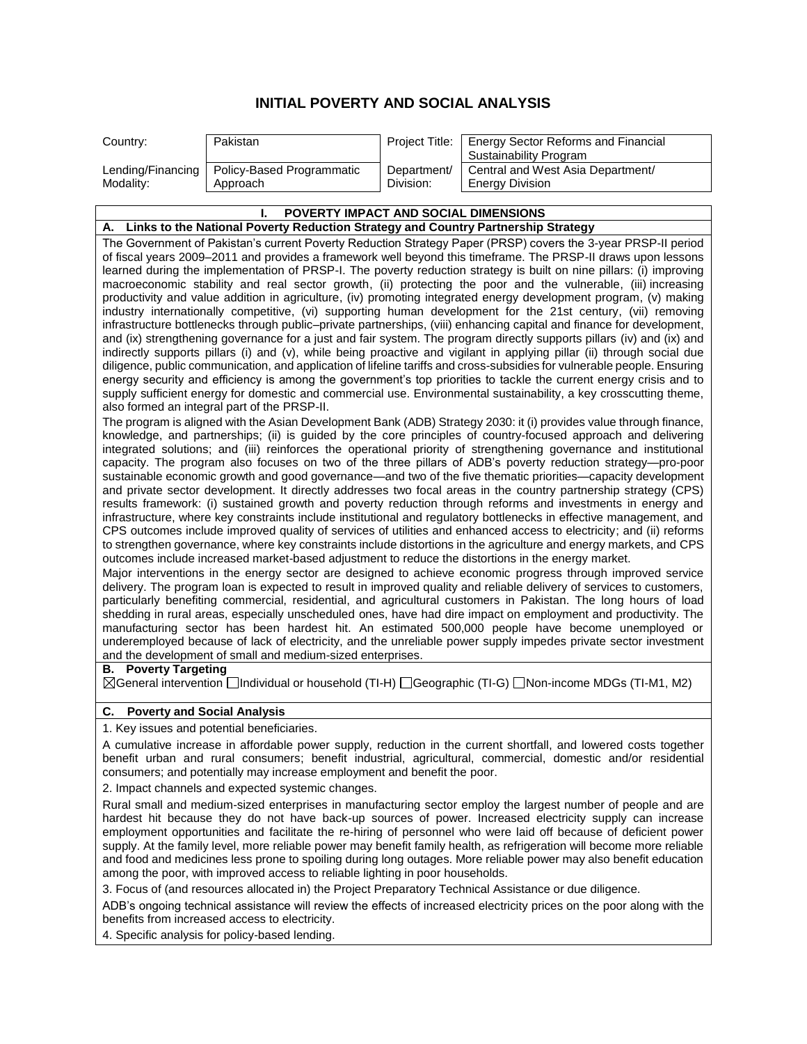# INITIAL POVERTY AND SOCIAL ANALYSIS

| Country: | Pakistan | Project Title: | Energy Sector Reforms and Financial Sustainability Program |
|---|---|---|---|
| Lending/Financing Modality: | Policy-Based Programmatic Approach | Department/ Division: | Central and West Asia Department/ Energy Division |

## I. POVERTY IMPACT AND SOCIAL DIMENSIONS

### A. Links to the National Poverty Reduction Strategy and Country Partnership Strategy

The Government of Pakistan's current Poverty Reduction Strategy Paper (PRSP) covers the 3-year PRSP-II period of fiscal years 2009–2011 and provides a framework well beyond this timeframe. The PRSP-II draws upon lessons learned during the implementation of PRSP-I. The poverty reduction strategy is built on nine pillars: (i) improving macroeconomic stability and real sector growth, (ii) protecting the poor and the vulnerable, (iii) increasing productivity and value addition in agriculture, (iv) promoting integrated energy development program, (v) making industry internationally competitive, (vi) supporting human development for the 21st century, (vii) removing infrastructure bottlenecks through public–private partnerships, (viii) enhancing capital and finance for development, and (ix) strengthening governance for a just and fair system. The program directly supports pillars (iv) and (ix) and indirectly supports pillars (i) and (v), while being proactive and vigilant in applying pillar (ii) through social due diligence, public communication, and application of lifeline tariffs and cross-subsidies for vulnerable people. Ensuring energy security and efficiency is among the government's top priorities to tackle the current energy crisis and to supply sufficient energy for domestic and commercial use. Environmental sustainability, a key crosscutting theme, also formed an integral part of the PRSP-II.

The program is aligned with the Asian Development Bank (ADB) Strategy 2030: it (i) provides value through finance, knowledge, and partnerships; (ii) is guided by the core principles of country-focused approach and delivering integrated solutions; and (iii) reinforces the operational priority of strengthening governance and institutional capacity. The program also focuses on two of the three pillars of ADB's poverty reduction strategy—pro-poor sustainable economic growth and good governance—and two of the five thematic priorities—capacity development and private sector development. It directly addresses two focal areas in the country partnership strategy (CPS) results framework: (i) sustained growth and poverty reduction through reforms and investments in energy and infrastructure, where key constraints include institutional and regulatory bottlenecks in effective management, and CPS outcomes include improved quality of services of utilities and enhanced access to electricity; and (ii) reforms to strengthen governance, where key constraints include distortions in the agriculture and energy markets, and CPS outcomes include increased market-based adjustment to reduce the distortions in the energy market.

Major interventions in the energy sector are designed to achieve economic progress through improved service delivery. The program loan is expected to result in improved quality and reliable delivery of services to customers, particularly benefiting commercial, residential, and agricultural customers in Pakistan. The long hours of load shedding in rural areas, especially unscheduled ones, have had dire impact on employment and productivity. The manufacturing sector has been hardest hit. An estimated 500,000 people have become unemployed or underemployed because of lack of electricity, and the unreliable power supply impedes private sector investment and the development of small and medium-sized enterprises.

### B. Poverty Targeting

☒General intervention ☐Individual or household (TI-H) ☐Geographic (TI-G) ☐Non-income MDGs (TI-M1, M2)

### C. Poverty and Social Analysis

1. Key issues and potential beneficiaries.

A cumulative increase in affordable power supply, reduction in the current shortfall, and lowered costs together benefit urban and rural consumers; benefit industrial, agricultural, commercial, domestic and/or residential consumers; and potentially may increase employment and benefit the poor.

2. Impact channels and expected systemic changes.

Rural small and medium-sized enterprises in manufacturing sector employ the largest number of people and are hardest hit because they do not have back-up sources of power. Increased electricity supply can increase employment opportunities and facilitate the re-hiring of personnel who were laid off because of deficient power supply. At the family level, more reliable power may benefit family health, as refrigeration will become more reliable and food and medicines less prone to spoiling during long outages. More reliable power may also benefit education among the poor, with improved access to reliable lighting in poor households.

3. Focus of (and resources allocated in) the Project Preparatory Technical Assistance or due diligence.

ADB's ongoing technical assistance will review the effects of increased electricity prices on the poor along with the benefits from increased access to electricity.

4. Specific analysis for policy-based lending.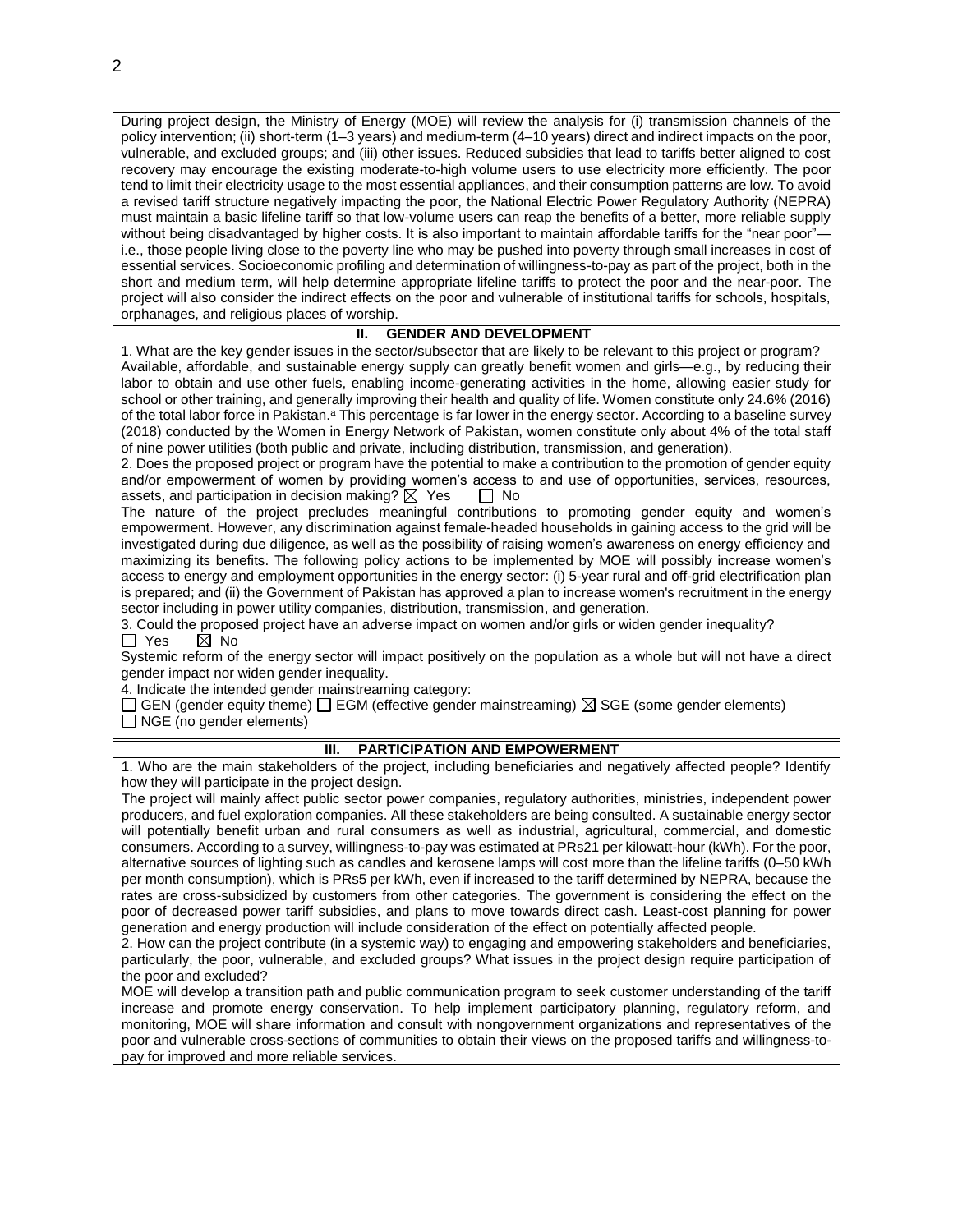During project design, the Ministry of Energy (MOE) will review the analysis for (i) transmission channels of the policy intervention; (ii) short-term (1–3 years) and medium-term (4–10 years) direct and indirect impacts on the poor, vulnerable, and excluded groups; and (iii) other issues. Reduced subsidies that lead to tariffs better aligned to cost recovery may encourage the existing moderate-to-high volume users to use electricity more efficiently. The poor tend to limit their electricity usage to the most essential appliances, and their consumption patterns are low. To avoid a revised tariff structure negatively impacting the poor, the National Electric Power Regulatory Authority (NEPRA) must maintain a basic lifeline tariff so that low-volume users can reap the benefits of a better, more reliable supply without being disadvantaged by higher costs. It is also important to maintain affordable tariffs for the "near poor"—i.e., those people living close to the poverty line who may be pushed into poverty through small increases in cost of essential services. Socioeconomic profiling and determination of willingness-to-pay as part of the project, both in the short and medium term, will help determine appropriate lifeline tariffs to protect the poor and the near-poor. The project will also consider the indirect effects on the poor and vulnerable of institutional tariffs for schools, hospitals, orphanages, and religious places of worship.

## II. GENDER AND DEVELOPMENT

1. What are the key gender issues in the sector/subsector that are likely to be relevant to this project or program?
Available, affordable, and sustainable energy supply can greatly benefit women and girls—e.g., by reducing their labor to obtain and use other fuels, enabling income-generating activities in the home, allowing easier study for school or other training, and generally improving their health and quality of life. Women constitute only 24.6% (2016) of the total labor force in Pakistan.[a] This percentage is far lower in the energy sector. According to a baseline survey (2018) conducted by the Women in Energy Network of Pakistan, women constitute only about 4% of the total staff of nine power utilities (both public and private, including distribution, transmission, and generation).

2. Does the proposed project or program have the potential to make a contribution to the promotion of gender equity and/or empowerment of women by providing women's access to and use of opportunities, services, resources, assets, and participation in decision making? ☒ Yes ☐ No
The nature of the project precludes meaningful contributions to promoting gender equity and women's empowerment. However, any discrimination against female-headed households in gaining access to the grid will be investigated during due diligence, as well as the possibility of raising women's awareness on energy efficiency and maximizing its benefits. The following policy actions to be implemented by MOE will possibly increase women's access to energy and employment opportunities in the energy sector: (i) 5-year rural and off-grid electrification plan is prepared; and (ii) the Government of Pakistan has approved a plan to increase women's recruitment in the energy sector including in power utility companies, distribution, transmission, and generation.

3. Could the proposed project have an adverse impact on women and/or girls or widen gender inequality?
☐ Yes ☒ No
Systemic reform of the energy sector will impact positively on the population as a whole but will not have a direct gender impact nor widen gender inequality.

4. Indicate the intended gender mainstreaming category:
☐ GEN (gender equity theme) ☐ EGM (effective gender mainstreaming) ☒ SGE (some gender elements)
☐ NGE (no gender elements)

## III. PARTICIPATION AND EMPOWERMENT

1. Who are the main stakeholders of the project, including beneficiaries and negatively affected people? Identify how they will participate in the project design.
The project will mainly affect public sector power companies, regulatory authorities, ministries, independent power producers, and fuel exploration companies. All these stakeholders are being consulted. A sustainable energy sector will potentially benefit urban and rural consumers as well as industrial, agricultural, commercial, and domestic consumers. According to a survey, willingness-to-pay was estimated at PRs21 per kilowatt-hour (kWh). For the poor, alternative sources of lighting such as candles and kerosene lamps will cost more than the lifeline tariffs (0–50 kWh per month consumption), which is PRs5 per kWh, even if increased to the tariff determined by NEPRA, because the rates are cross-subsidized by customers from other categories. The government is considering the effect on the poor of decreased power tariff subsidies, and plans to move towards direct cash. Least-cost planning for power generation and energy production will include consideration of the effect on potentially affected people.

2. How can the project contribute (in a systemic way) to engaging and empowering stakeholders and beneficiaries, particularly, the poor, vulnerable, and excluded groups? What issues in the project design require participation of the poor and excluded?
MOE will develop a transition path and public communication program to seek customer understanding of the tariff increase and promote energy conservation. To help implement participatory planning, regulatory reform, and monitoring, MOE will share information and consult with nongovernment organizations and representatives of the poor and vulnerable cross-sections of communities to obtain their views on the proposed tariffs and willingness-to-pay for improved and more reliable services.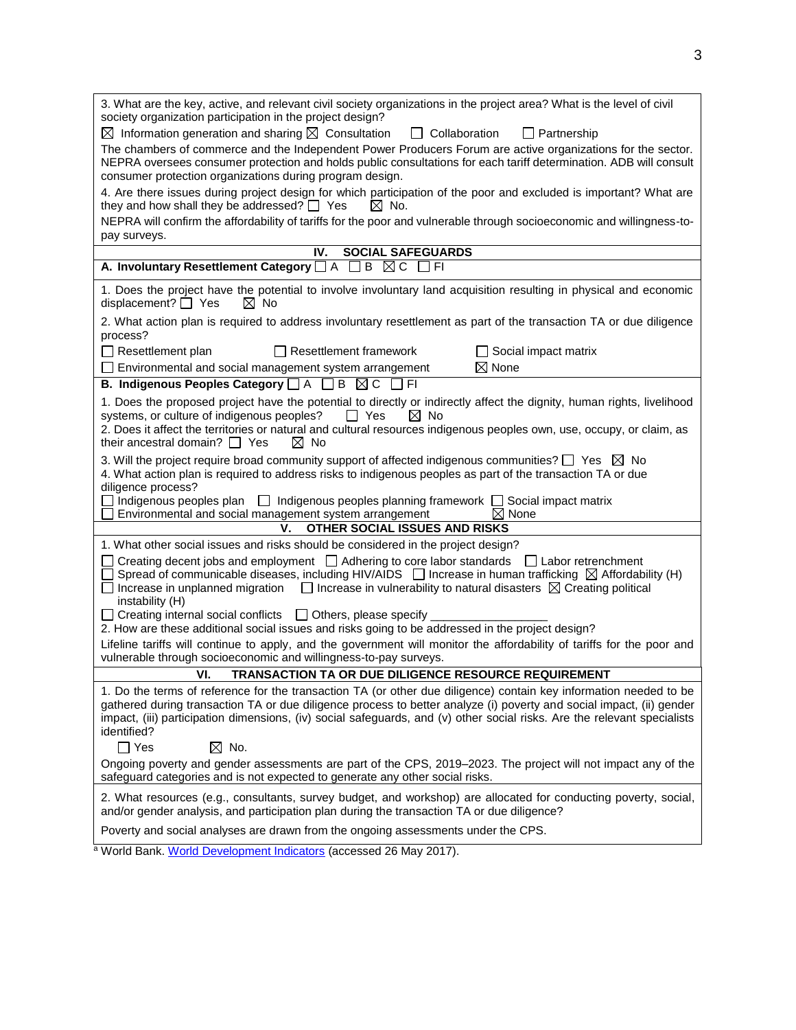3. What are the key, active, and relevant civil society organizations in the project area? What is the level of civil society organization participation in the project design?

☒ Information generation and sharing ☒ Consultation ☐ Collaboration ☐ Partnership

The chambers of commerce and the Independent Power Producers Forum are active organizations for the sector. NEPRA oversees consumer protection and holds public consultations for each tariff determination. ADB will consult consumer protection organizations during program design.

4. Are there issues during project design for which participation of the poor and excluded is important? What are they and how shall they be addressed? ☐ Yes ☒ No.

NEPRA will confirm the affordability of tariffs for the poor and vulnerable through socioeconomic and willingness-to-pay surveys.

## IV. SOCIAL SAFEGUARDS

**A. Involuntary Resettlement Category** ☐ A ☐ B ☒ C ☐ FI

1. Does the project have the potential to involve involuntary land acquisition resulting in physical and economic displacement? ☐ Yes ☒ No

2. What action plan is required to address involuntary resettlement as part of the transaction TA or due diligence process?

☐ Resettlement plan ☐ Resettlement framework ☐ Social impact matrix
☐ Environmental and social management system arrangement ☒ None

**B. Indigenous Peoples Category** ☐ A ☐ B ☒ C ☐ FI

1. Does the proposed project have the potential to directly or indirectly affect the dignity, human rights, livelihood systems, or culture of indigenous peoples? ☐ Yes ☒ No

2. Does it affect the territories or natural and cultural resources indigenous peoples own, use, occupy, or claim, as their ancestral domain? ☐ Yes ☒ No

3. Will the project require broad community support of affected indigenous communities? ☐ Yes ☒ No

4. What action plan is required to address risks to indigenous peoples as part of the transaction TA or due diligence process?

☐ Indigenous peoples plan ☐ Indigenous peoples planning framework ☐ Social impact matrix
☐ Environmental and social management system arrangement ☒ None

## V. OTHER SOCIAL ISSUES AND RISKS

1. What other social issues and risks should be considered in the project design?

☐ Creating decent jobs and employment ☐ Adhering to core labor standards ☐ Labor retrenchment
☐ Spread of communicable diseases, including HIV/AIDS ☐ Increase in human trafficking ☒ Affordability (H)
☐ Increase in unplanned migration ☐ Increase in vulnerability to natural disasters ☒ Creating political instability (H)
☐ Creating internal social conflicts ☐ Others, please specify _________________

2. How are these additional social issues and risks going to be addressed in the project design?

Lifeline tariffs will continue to apply, and the government will monitor the affordability of tariffs for the poor and vulnerable through socioeconomic and willingness-to-pay surveys.

## VI. TRANSACTION TA OR DUE DILIGENCE RESOURCE REQUIREMENT

1. Do the terms of reference for the transaction TA (or other due diligence) contain key information needed to be gathered during transaction TA or due diligence process to better analyze (i) poverty and social impact, (ii) gender impact, (iii) participation dimensions, (iv) social safeguards, and (v) other social risks. Are the relevant specialists identified?

☐ Yes ☒ No.

Ongoing poverty and gender assessments are part of the CPS, 2019–2023. The project will not impact any of the safeguard categories and is not expected to generate any other social risks.

2. What resources (e.g., consultants, survey budget, and workshop) are allocated for conducting poverty, social, and/or gender analysis, and participation plan during the transaction TA or due diligence?

Poverty and social analyses are drawn from the ongoing assessments under the CPS.

[a] World Bank. World Development Indicators (accessed 26 May 2017).